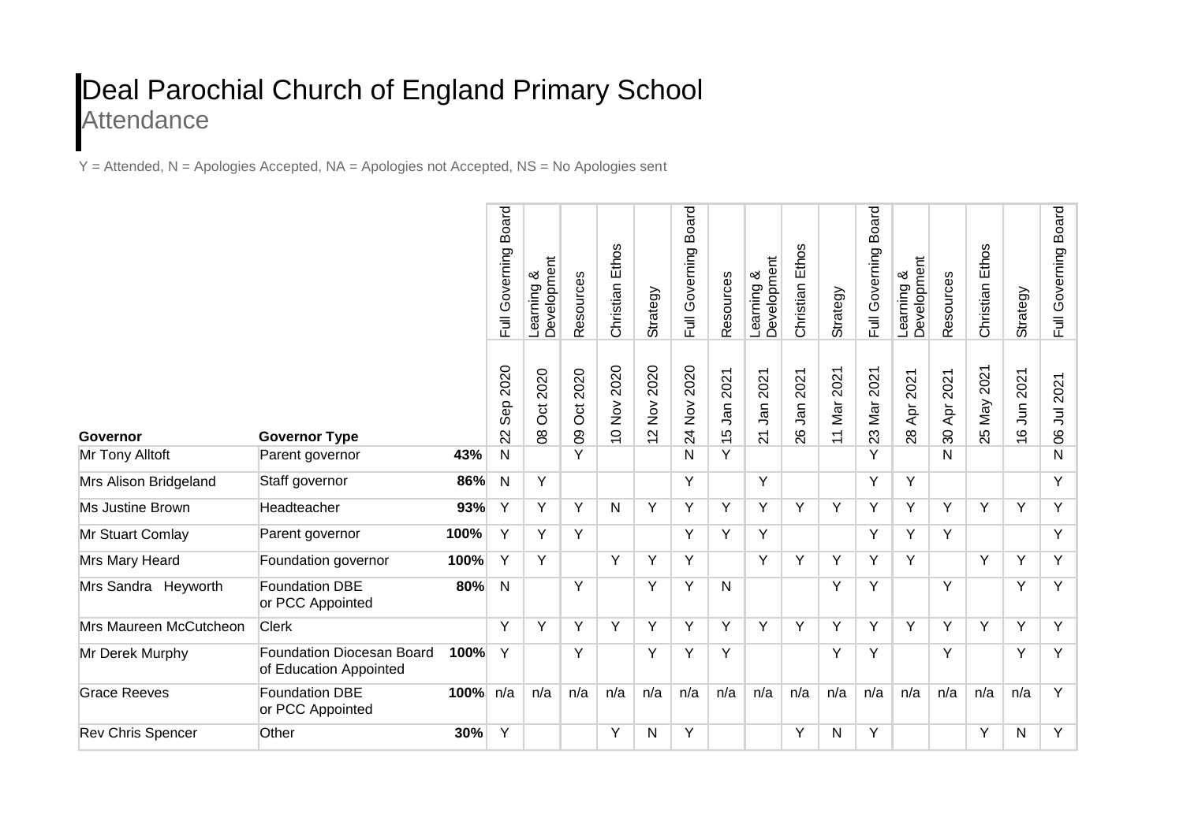# Deal Parochial Church of England Primary School

## Attendance

Y = Attended, N = Apologies Accepted, NA = Apologies not Accepted, NS = No Apologies sent

| Governor | Governor Type | | Full Governing Board | Learning & Development | Resources | Christian Ethos | Strategy | Full Governing Board | Resources | Learning & Development | Christian Ethos | Strategy | Full Governing Board | Learning & Development | Resources | Christian Ethos | Strategy | Full Governing Board |
|---|---|---|---|---|---|---|---|---|---|---|---|---|---|---|---|---|---|---|
| | | | 22 Sep 2020 | 08 Oct 2020 | 09 Oct 2020 | 10 Nov 2020 | 12 Nov 2020 | 24 Nov 2020 | 15 Jan 2021 | 21 Jan 2021 | 26 Jan 2021 | 11 Mar 2021 | 23 Mar 2021 | 28 Apr 2021 | 30 Apr 2021 | 25 May 2021 | 16 Jun 2021 | 06 Jul 2021 |
| Mr Tony Alltoft | Parent governor | **43%** | N | | Y | | | N | Y | | | | Y | | N | | | N |
| Mrs Alison Bridgeland | Staff governor | **86%** | N | Y | | | | Y | | Y | | | Y | Y | | | | Y |
| Ms Justine Brown | Headteacher | **93%** | Y | Y | Y | N | Y | Y | Y | Y | Y | Y | Y | Y | Y | Y | Y | Y |
| Mr Stuart Comlay | Parent governor | **100%** | Y | Y | Y | | | Y | Y | Y | | | Y | Y | Y | | | Y |
| Mrs Mary Heard | Foundation governor | **100%** | Y | Y | | Y | Y | Y | | Y | Y | Y | Y | Y | | Y | Y | Y |
| Mrs Sandra Heyworth | Foundation DBE or PCC Appointed | **80%** | N | | Y | | Y | Y | N | | | Y | Y | | Y | | Y | Y |
| Mrs Maureen McCutcheon | Clerk | | Y | Y | Y | Y | Y | Y | Y | Y | Y | Y | Y | Y | Y | Y | Y | Y |
| Mr Derek Murphy | Foundation Diocesan Board of Education Appointed | **100%** | Y | | Y | | Y | Y | Y | | | Y | Y | | Y | | Y | Y |
| Grace Reeves | Foundation DBE or PCC Appointed | **100%** | n/a | n/a | n/a | n/a | n/a | n/a | n/a | n/a | n/a | n/a | n/a | n/a | n/a | n/a | n/a | Y |
| Rev Chris Spencer | Other | **30%** | Y | | | Y | N | Y | | | Y | N | Y | | | Y | N | Y |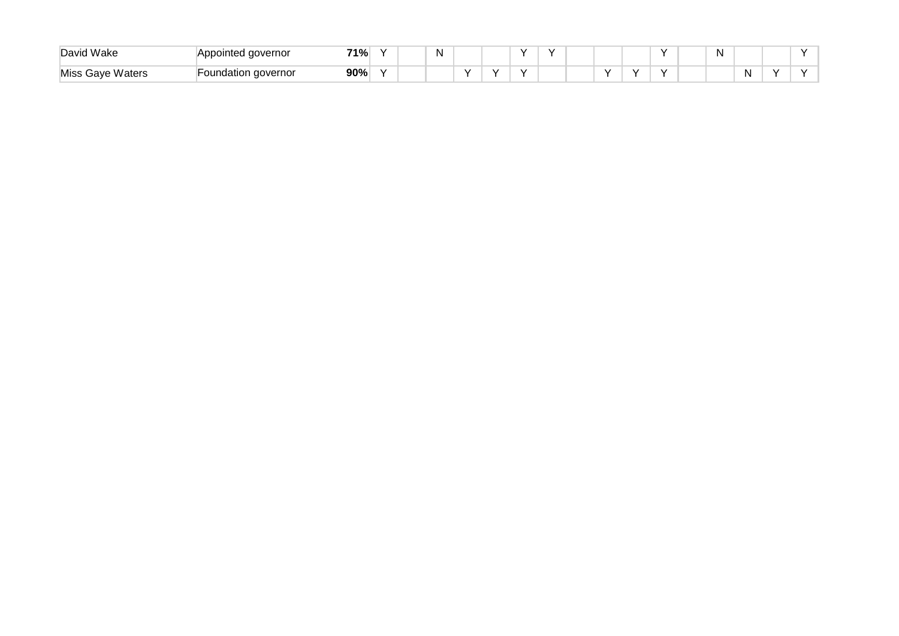| | | | | | | | | | | | | | | | | | | |
|---|---|---|---|---|---|---|---|---|---|---|---|---|---|---|---|---|---|---|
| David Wake | Appointed governor | **71%** | Y | | N | | | Y | Y | | | | Y | | N | | | Y |
| Miss Gaye Waters | Foundation governor | **90%** | Y | | | Y | Y | Y | | | Y | Y | Y | | | N | Y | Y |